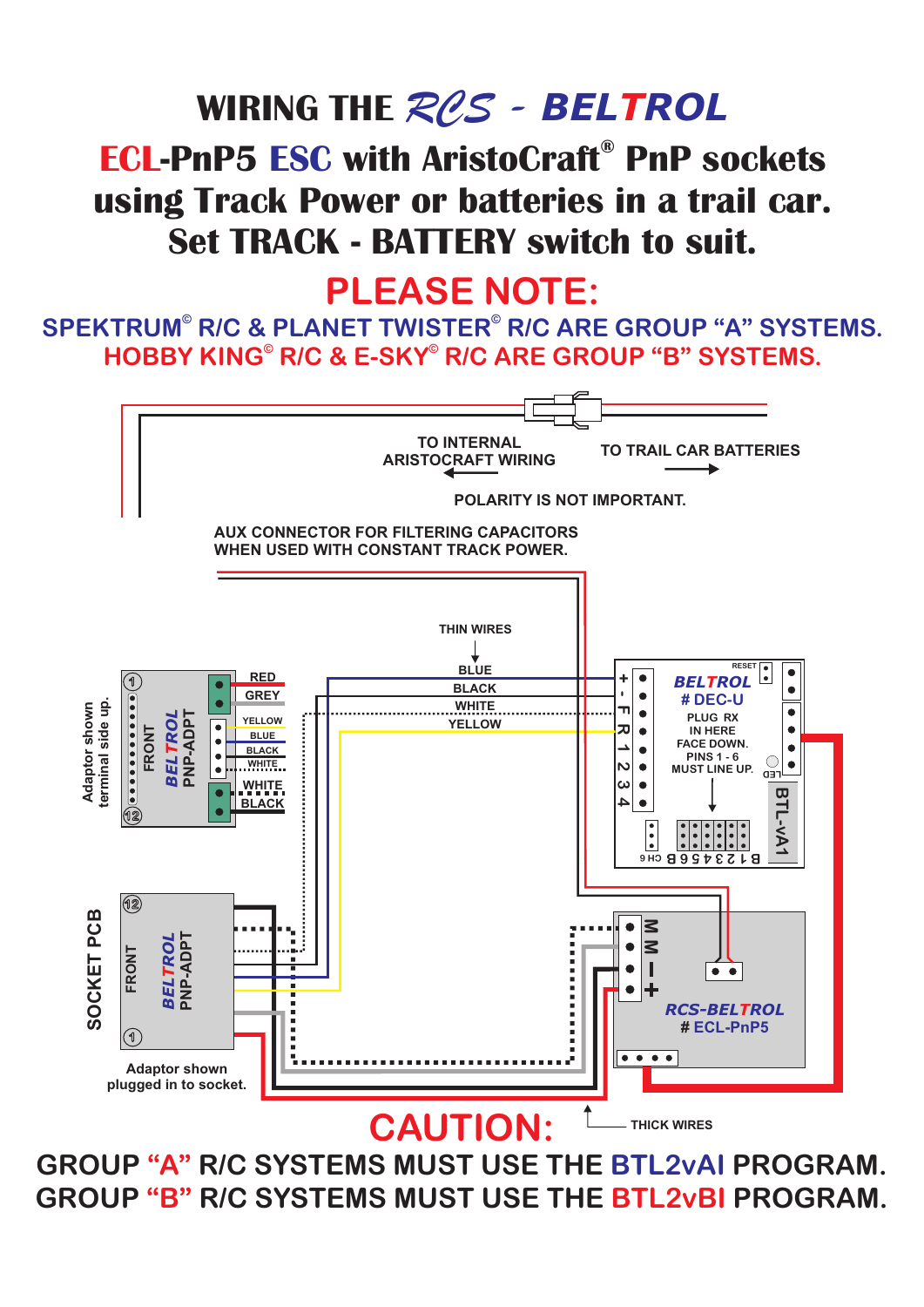# WIRING THE RCS - BELTROL

## ECL-PnP5 ESC with AristoCraft® PnP sockets using Track Power or batteries in a trail car. Set TRACK - BATTERY switch to suit.

## PLEASE NOTE:

SPEKTRUM© R/C & PLANET TWISTER© R/C ARE GROUP "A" SYSTEMS.
HOBBY KING© R/C & E-SKY© R/C ARE GROUP "B" SYSTEMS.

TO INTERNAL ARISTOCRAFT WIRING

TO TRAIL CAR BATTERIES

POLARITY IS NOT IMPORTANT.

AUX CONNECTOR FOR FILTERING CAPACITORS WHEN USED WITH CONSTANT TRACK POWER.

THIN WIRES

BLUE
BLACK
WHITE
YELLOW

Adaptor shown terminal side up.

FRONT BELTROL PNP-ADPT

RED
GREY
YELLOW
BLUE
BLACK
WHITE
WHITE
BLACK

BELTROL # DEC-U

PLUG RX IN HERE FACE DOWN. PINS 1 - 6 MUST LINE UP.

RESET

LED

BTL-vA1

\+ - F R 1 2 3 4

CH 6 B 6 5 4 3 2 1 B

SOCKET PCB

FRONT BELTROL PNP-ADPT

Adaptor shown plugged in to socket.

M M - +

RCS-BELTROL # ECL-PnP5

THICK WIRES

## CAUTION:

GROUP "A" R/C SYSTEMS MUST USE THE BTL2vAI PROGRAM.
GROUP "B" R/C SYSTEMS MUST USE THE BTL2vBI PROGRAM.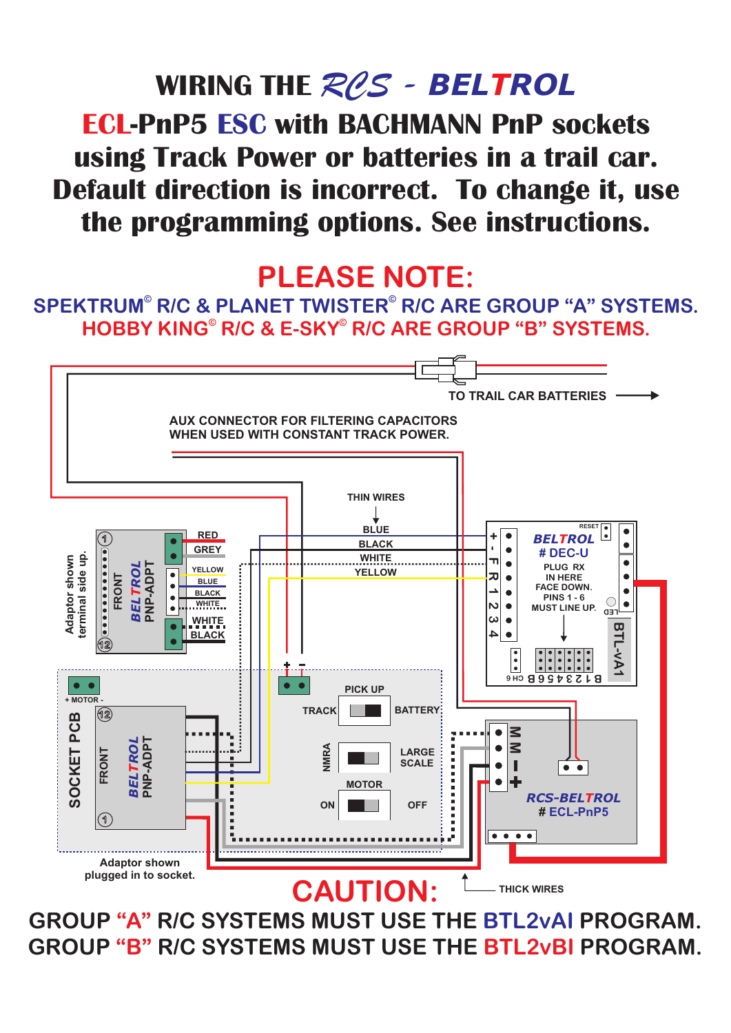# WIRING THE RCS - BELTROL

## ECL-PnP5 ESC with BACHMANN PnP sockets using Track Power or batteries in a trail car. Default direction is incorrect. To change it, use the programming options. See instructions.

## PLEASE NOTE:

SPEKTRUM© R/C & PLANET TWISTER© R/C ARE GROUP "A" SYSTEMS.
HOBBY KING© R/C & E-SKY© R/C ARE GROUP "B" SYSTEMS.

TO TRAIL CAR BATTERIES

AUX CONNECTOR FOR FILTERING CAPACITORS WHEN USED WITH CONSTANT TRACK POWER.

THIN WIRES

BLUE
BLACK
WHITE
YELLOW

RED
GREY
YELLOW
BLUE
BLACK
WHITE
WHITE
BLACK

Adaptor shown terminal side up.

FRONT
BELTROL PNP-ADPT

RESET
BELTROL
# DEC-U
PLUG RX IN HERE FACE DOWN. PINS 1 - 6 MUST LINE UP.
LED
BTL-VA1
+ - F R 1 2 3 4
CH 6   B 1 2 3 4 5 6 B

+ MOTOR -
SOCKET PCB
FRONT
BELTROL PNP-ADPT

+ -
PICK UP
TRACK
BATTERY
NMRA
LARGE SCALE
MOTOR
ON
OFF

M M - +
RCS-BELTROL
# ECL-PnP5

Adaptor shown plugged in to socket.

THICK WIRES

## CAUTION:

GROUP "A" R/C SYSTEMS MUST USE THE BTL2vAI PROGRAM.
GROUP "B" R/C SYSTEMS MUST USE THE BTL2vBI PROGRAM.